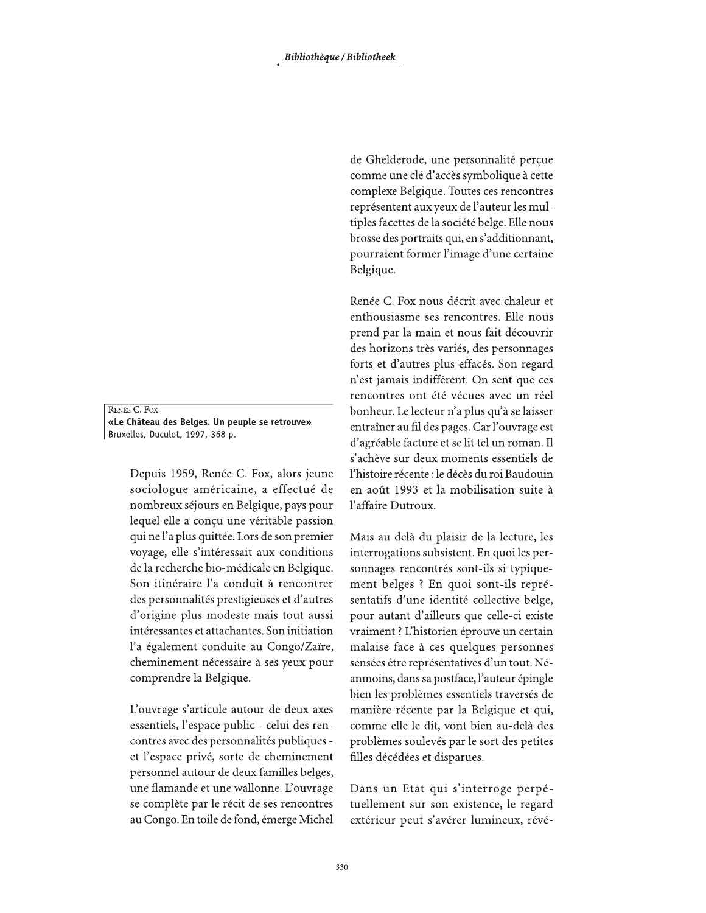Renée C. Fox
**«Le Château des Belges. Un peuple se retrouve»**
Bruxelles, Duculot, 1997, 368 p.

Depuis 1959, Renée C. Fox, alors jeune sociologue américaine, a effectué de nombreux séjours en Belgique, pays pour lequel elle a conçu une véritable passion qui ne l'a plus quittée. Lors de son premier voyage, elle s'intéressait aux conditions de la recherche bio-médicale en Belgique. Son itinéraire l'a conduit à rencontrer des personnalités prestigieuses et d'autres d'origine plus modeste mais tout aussi intéressantes et attachantes. Son initiation l'a également conduite au Congo/Zaïre, cheminement nécessaire à ses yeux pour comprendre la Belgique.

L'ouvrage s'articule autour de deux axes essentiels, l'espace public - celui des rencontres avec des personnalités publiques - et l'espace privé, sorte de cheminement personnel autour de deux familles belges, une flamande et une wallonne. L'ouvrage se complète par le récit de ses rencontres au Congo. En toile de fond, émerge Michel de Ghelderode, une personnalité perçue comme une clé d'accès symbolique à cette complexe Belgique. Toutes ces rencontres représentent aux yeux de l'auteur les multiples facettes de la société belge. Elle nous brosse des portraits qui, en s'additionnant, pourraient former l'image d'une certaine Belgique.

Renée C. Fox nous décrit avec chaleur et enthousiasme ses rencontres. Elle nous prend par la main et nous fait découvrir des horizons très variés, des personnages forts et d'autres plus effacés. Son regard n'est jamais indifférent. On sent que ces rencontres ont été vécues avec un réel bonheur. Le lecteur n'a plus qu'à se laisser entraîner au fil des pages. Car l'ouvrage est d'agréable facture et se lit tel un roman. Il s'achève sur deux moments essentiels de l'histoire récente : le décès du roi Baudouin en août 1993 et la mobilisation suite à l'affaire Dutroux.

Mais au delà du plaisir de la lecture, les interrogations subsistent. En quoi les personnages rencontrés sont-ils si typiquement belges ? En quoi sont-ils représentatifs d'une identité collective belge, pour autant d'ailleurs que celle-ci existe vraiment ? L'historien éprouve un certain malaise face à ces quelques personnes sensées être représentatives d'un tout. Néanmoins, dans sa postface, l'auteur épingle bien les problèmes essentiels traversés de manière récente par la Belgique et qui, comme elle le dit, vont bien au-delà des problèmes soulevés par le sort des petites filles décédées et disparues.

Dans un Etat qui s'interroge perpétuellement sur son existence, le regard extérieur peut s'avérer lumineux, révé-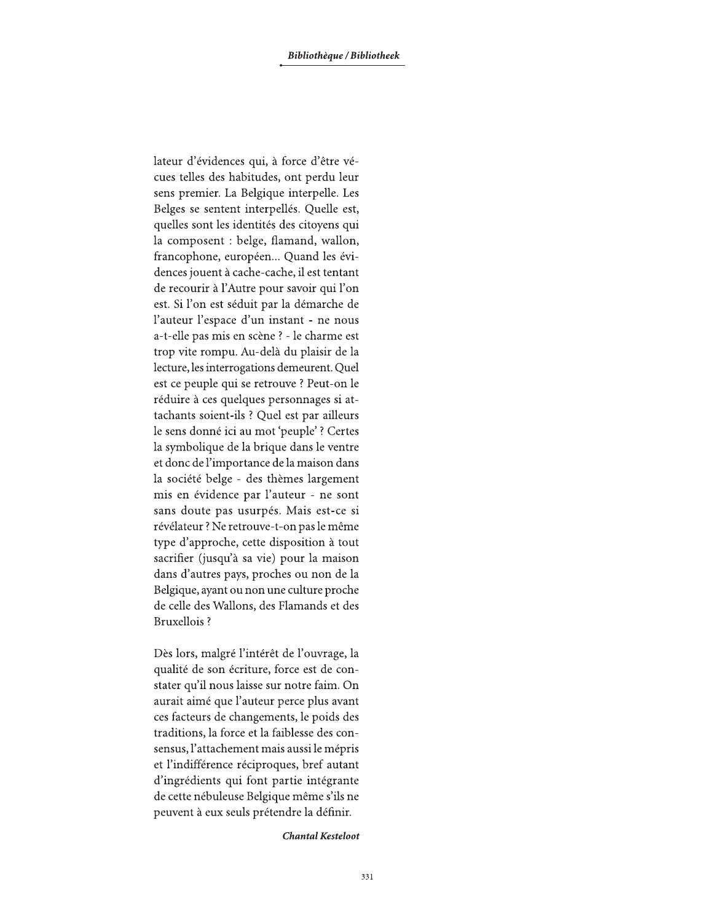lateur d'évidences qui, à force d'être vécues telles des habitudes, ont perdu leur sens premier. La Belgique interpelle. Les Belges se sentent interpellés. Quelle est, quelles sont les identités des citoyens qui la composent : belge, flamand, wallon, francophone, européen... Quand les évidences jouent à cache-cache, il est tentant de recourir à l'Autre pour savoir qui l'on est. Si l'on est séduit par la démarche de l'auteur l'espace d'un instant - ne nous a-t-elle pas mis en scène ? - le charme est trop vite rompu. Au-delà du plaisir de la lecture, les interrogations demeurent. Quel est ce peuple qui se retrouve ? Peut-on le réduire à ces quelques personnages si attachants soient-ils ? Quel est par ailleurs le sens donné ici au mot 'peuple' ? Certes la symbolique de la brique dans le ventre et donc de l'importance de la maison dans la société belge - des thèmes largement mis en évidence par l'auteur - ne sont sans doute pas usurpés. Mais est-ce si révélateur ? Ne retrouve-t-on pas le même type d'approche, cette disposition à tout sacrifier (jusqu'à sa vie) pour la maison dans d'autres pays, proches ou non de la Belgique, ayant ou non une culture proche de celle des Wallons, des Flamands et des Bruxellois ?

Dès lors, malgré l'intérêt de l'ouvrage, la qualité de son écriture, force est de constater qu'il nous laisse sur notre faim. On aurait aimé que l'auteur perce plus avant ces facteurs de changements, le poids des traditions, la force et la faiblesse des consensus, l'attachement mais aussi le mépris et l'indifférence réciproques, bref autant d'ingrédients qui font partie intégrante de cette nébuleuse Belgique même s'ils ne peuvent à eux seuls prétendre la définir.

***Chantal Kesteloot***